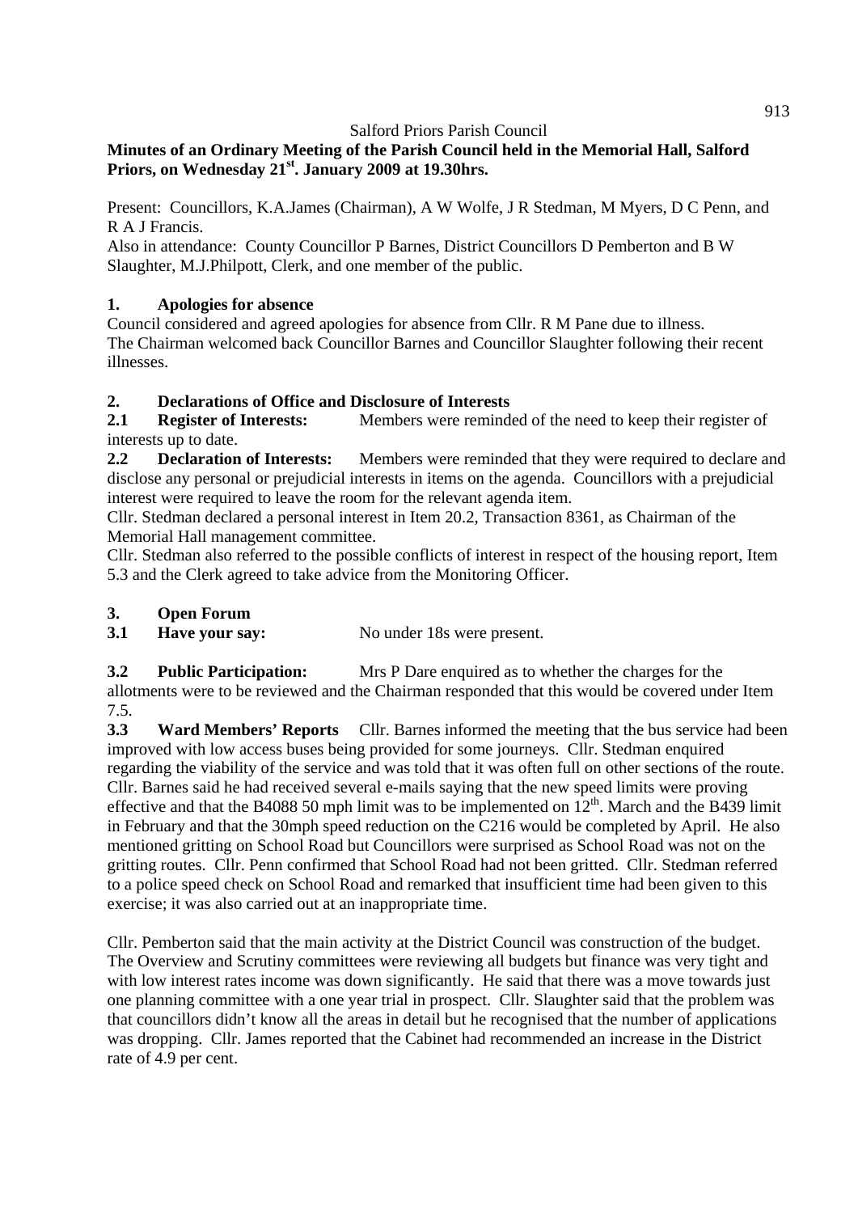Salford Priors Parish Council

**Minutes of an Ordinary Meeting of the Parish Council held in the Memorial Hall, Salford Priors, on Wednesday 21st. January 2009 at 19.30hrs.**

Present: Councillors, K.A.James (Chairman), A W Wolfe, J R Stedman, M Myers, D C Penn, and R A J Francis.

Also in attendance: County Councillor P Barnes, District Councillors D Pemberton and B W Slaughter, M.J.Philpott, Clerk, and one member of the public.

## 1. Apologies for absence

Council considered and agreed apologies for absence from Cllr. R M Pane due to illness.
The Chairman welcomed back Councillor Barnes and Councillor Slaughter following their recent illnesses.

## 2. Declarations of Office and Disclosure of Interests

**2.1 Register of Interests:** Members were reminded of the need to keep their register of interests up to date.

**2.2 Declaration of Interests:** Members were reminded that they were required to declare and disclose any personal or prejudicial interests in items on the agenda. Councillors with a prejudicial interest were required to leave the room for the relevant agenda item.

Cllr. Stedman declared a personal interest in Item 20.2, Transaction 8361, as Chairman of the Memorial Hall management committee.

Cllr. Stedman also referred to the possible conflicts of interest in respect of the housing report, Item 5.3 and the Clerk agreed to take advice from the Monitoring Officer.

## 3. Open Forum

**3.1 Have your say:** No under 18s were present.

**3.2 Public Participation:** Mrs P Dare enquired as to whether the charges for the allotments were to be reviewed and the Chairman responded that this would be covered under Item 7.5.

**3.3 Ward Members' Reports** Cllr. Barnes informed the meeting that the bus service had been improved with low access buses being provided for some journeys. Cllr. Stedman enquired regarding the viability of the service and was told that it was often full on other sections of the route. Cllr. Barnes said he had received several e-mails saying that the new speed limits were proving effective and that the B4088 50 mph limit was to be implemented on 12th. March and the B439 limit in February and that the 30mph speed reduction on the C216 would be completed by April. He also mentioned gritting on School Road but Councillors were surprised as School Road was not on the gritting routes. Cllr. Penn confirmed that School Road had not been gritted. Cllr. Stedman referred to a police speed check on School Road and remarked that insufficient time had been given to this exercise; it was also carried out at an inappropriate time.

Cllr. Pemberton said that the main activity at the District Council was construction of the budget. The Overview and Scrutiny committees were reviewing all budgets but finance was very tight and with low interest rates income was down significantly. He said that there was a move towards just one planning committee with a one year trial in prospect. Cllr. Slaughter said that the problem was that councillors didn't know all the areas in detail but he recognised that the number of applications was dropping. Cllr. James reported that the Cabinet had recommended an increase in the District rate of 4.9 per cent.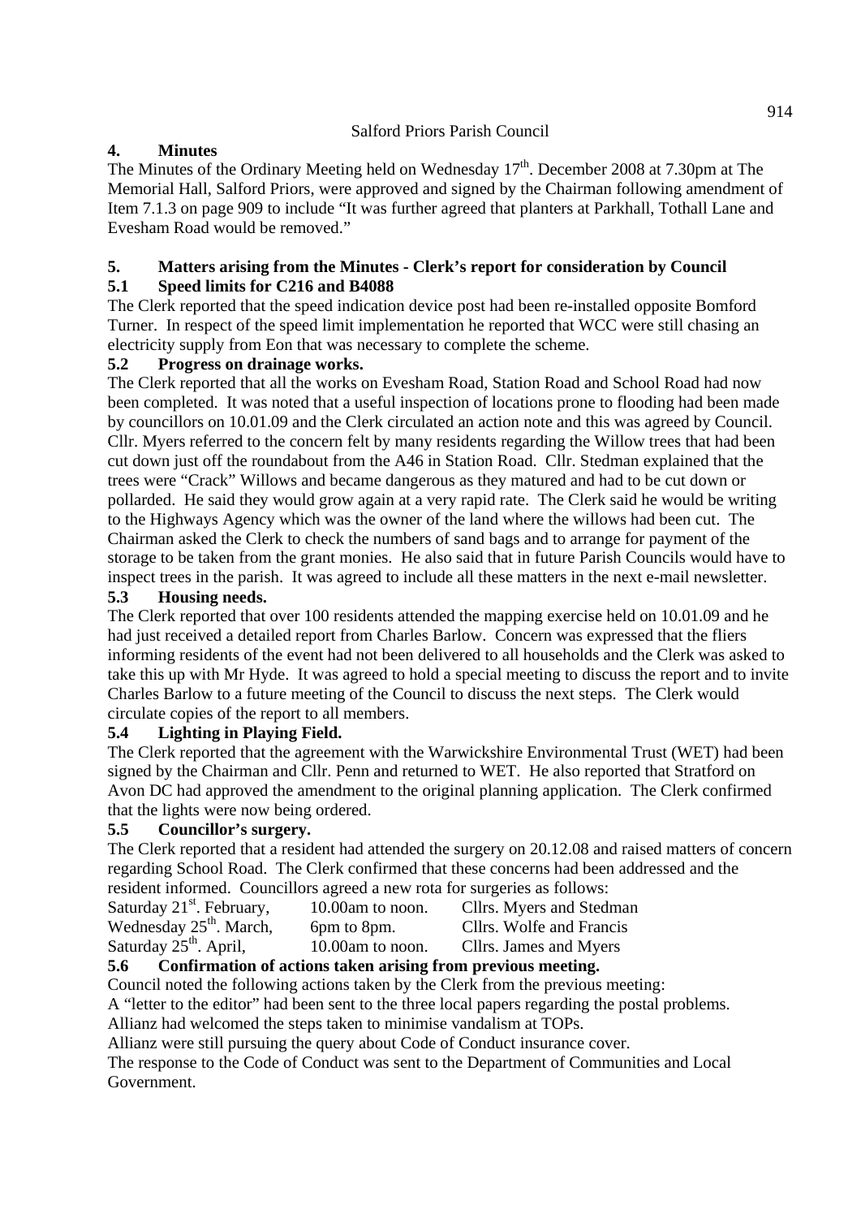Salford Priors Parish Council

## 4. Minutes

The Minutes of the Ordinary Meeting held on Wednesday 17th. December 2008 at 7.30pm at The Memorial Hall, Salford Priors, were approved and signed by the Chairman following amendment of Item 7.1.3 on page 909 to include "It was further agreed that planters at Parkhall, Tothall Lane and Evesham Road would be removed."

## 5. Matters arising from the Minutes - Clerk's report for consideration by Council

### 5.1 Speed limits for C216 and B4088

The Clerk reported that the speed indication device post had been re-installed opposite Bomford Turner. In respect of the speed limit implementation he reported that WCC were still chasing an electricity supply from Eon that was necessary to complete the scheme.

### 5.2 Progress on drainage works.

The Clerk reported that all the works on Evesham Road, Station Road and School Road had now been completed. It was noted that a useful inspection of locations prone to flooding had been made by councillors on 10.01.09 and the Clerk circulated an action note and this was agreed by Council. Cllr. Myers referred to the concern felt by many residents regarding the Willow trees that had been cut down just off the roundabout from the A46 in Station Road. Cllr. Stedman explained that the trees were "Crack" Willows and became dangerous as they matured and had to be cut down or pollarded. He said they would grow again at a very rapid rate. The Clerk said he would be writing to the Highways Agency which was the owner of the land where the willows had been cut. The Chairman asked the Clerk to check the numbers of sand bags and to arrange for payment of the storage to be taken from the grant monies. He also said that in future Parish Councils would have to inspect trees in the parish. It was agreed to include all these matters in the next e-mail newsletter.

### 5.3 Housing needs.

The Clerk reported that over 100 residents attended the mapping exercise held on 10.01.09 and he had just received a detailed report from Charles Barlow. Concern was expressed that the fliers informing residents of the event had not been delivered to all households and the Clerk was asked to take this up with Mr Hyde. It was agreed to hold a special meeting to discuss the report and to invite Charles Barlow to a future meeting of the Council to discuss the next steps. The Clerk would circulate copies of the report to all members.

### 5.4 Lighting in Playing Field.

The Clerk reported that the agreement with the Warwickshire Environmental Trust (WET) had been signed by the Chairman and Cllr. Penn and returned to WET. He also reported that Stratford on Avon DC had approved the amendment to the original planning application. The Clerk confirmed that the lights were now being ordered.

### 5.5 Councillor's surgery.

The Clerk reported that a resident had attended the surgery on 20.12.08 and raised matters of concern regarding School Road. The Clerk confirmed that these concerns had been addressed and the resident informed. Councillors agreed a new rota for surgeries as follows:

| | | |
|---|---|---|
| Saturday 21st. February, | 10.00am to noon. | Cllrs. Myers and Stedman |
| Wednesday 25th. March, | 6pm to 8pm. | Cllrs. Wolfe and Francis |
| Saturday 25th. April, | 10.00am to noon. | Cllrs. James and Myers |

### 5.6 Confirmation of actions taken arising from previous meeting.

Council noted the following actions taken by the Clerk from the previous meeting:

A "letter to the editor" had been sent to the three local papers regarding the postal problems.

Allianz had welcomed the steps taken to minimise vandalism at TOPs.

Allianz were still pursuing the query about Code of Conduct insurance cover.

The response to the Code of Conduct was sent to the Department of Communities and Local Government.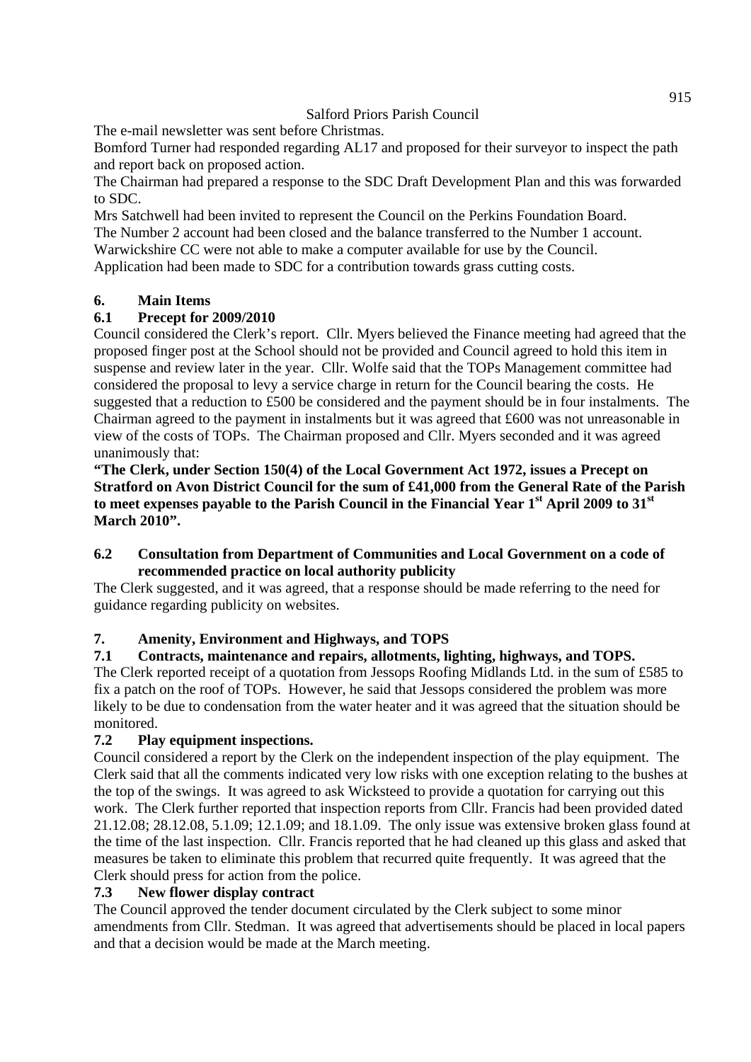The e-mail newsletter was sent before Christmas.

Bomford Turner had responded regarding AL17 and proposed for their surveyor to inspect the path and report back on proposed action.

The Chairman had prepared a response to the SDC Draft Development Plan and this was forwarded to SDC.

Mrs Satchwell had been invited to represent the Council on the Perkins Foundation Board.

The Number 2 account had been closed and the balance transferred to the Number 1 account.

Warwickshire CC were not able to make a computer available for use by the Council.

Application had been made to SDC for a contribution towards grass cutting costs.

## 6. Main Items

### 6.1 Precept for 2009/2010

Council considered the Clerk's report. Cllr. Myers believed the Finance meeting had agreed that the proposed finger post at the School should not be provided and Council agreed to hold this item in suspense and review later in the year. Cllr. Wolfe said that the TOPs Management committee had considered the proposal to levy a service charge in return for the Council bearing the costs. He suggested that a reduction to £500 be considered and the payment should be in four instalments. The Chairman agreed to the payment in instalments but it was agreed that £600 was not unreasonable in view of the costs of TOPs. The Chairman proposed and Cllr. Myers seconded and it was agreed unanimously that:

**"The Clerk, under Section 150(4) of the Local Government Act 1972, issues a Precept on Stratford on Avon District Council for the sum of £41,000 from the General Rate of the Parish to meet expenses payable to the Parish Council in the Financial Year 1st April 2009 to 31st March 2010".**

### 6.2 Consultation from Department of Communities and Local Government on a code of recommended practice on local authority publicity

The Clerk suggested, and it was agreed, that a response should be made referring to the need for guidance regarding publicity on websites.

## 7. Amenity, Environment and Highways, and TOPS

### 7.1 Contracts, maintenance and repairs, allotments, lighting, highways, and TOPS.

The Clerk reported receipt of a quotation from Jessops Roofing Midlands Ltd. in the sum of £585 to fix a patch on the roof of TOPs. However, he said that Jessops considered the problem was more likely to be due to condensation from the water heater and it was agreed that the situation should be monitored.

### 7.2 Play equipment inspections.

Council considered a report by the Clerk on the independent inspection of the play equipment. The Clerk said that all the comments indicated very low risks with one exception relating to the bushes at the top of the swings. It was agreed to ask Wicksteed to provide a quotation for carrying out this work. The Clerk further reported that inspection reports from Cllr. Francis had been provided dated 21.12.08; 28.12.08, 5.1.09; 12.1.09; and 18.1.09. The only issue was extensive broken glass found at the time of the last inspection. Cllr. Francis reported that he had cleaned up this glass and asked that measures be taken to eliminate this problem that recurred quite frequently. It was agreed that the Clerk should press for action from the police.

### 7.3 New flower display contract

The Council approved the tender document circulated by the Clerk subject to some minor amendments from Cllr. Stedman. It was agreed that advertisements should be placed in local papers and that a decision would be made at the March meeting.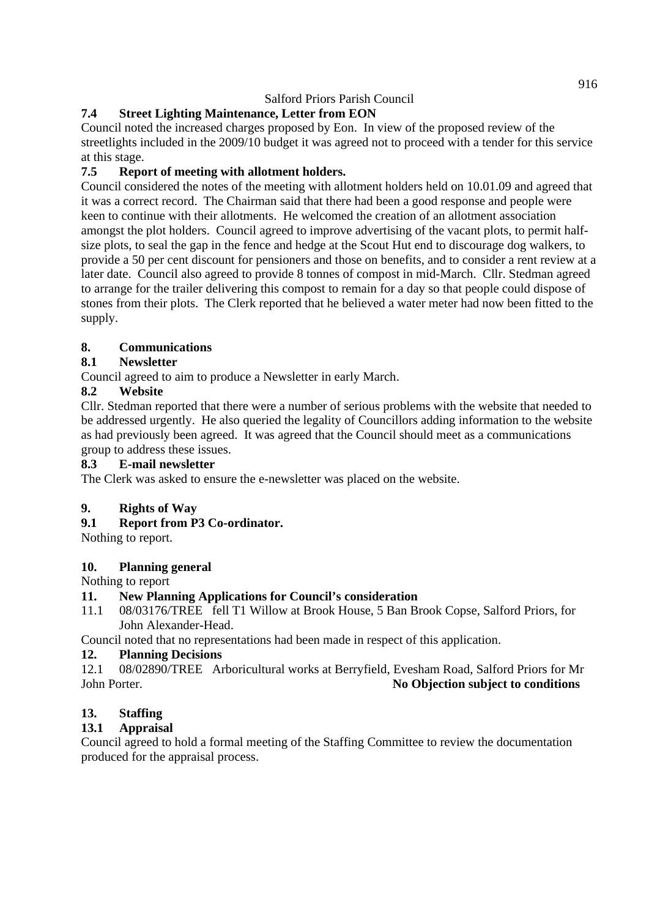### 7.4 Street Lighting Maintenance, Letter from EON

Council noted the increased charges proposed by Eon. In view of the proposed review of the streetlights included in the 2009/10 budget it was agreed not to proceed with a tender for this service at this stage.

### 7.5 Report of meeting with allotment holders.

Council considered the notes of the meeting with allotment holders held on 10.01.09 and agreed that it was a correct record. The Chairman said that there had been a good response and people were keen to continue with their allotments. He welcomed the creation of an allotment association amongst the plot holders. Council agreed to improve advertising of the vacant plots, to permit half-size plots, to seal the gap in the fence and hedge at the Scout Hut end to discourage dog walkers, to provide a 50 per cent discount for pensioners and those on benefits, and to consider a rent review at a later date. Council also agreed to provide 8 tonnes of compost in mid-March. Cllr. Stedman agreed to arrange for the trailer delivering this compost to remain for a day so that people could dispose of stones from their plots. The Clerk reported that he believed a water meter had now been fitted to the supply.

## 8. Communications

### 8.1 Newsletter

Council agreed to aim to produce a Newsletter in early March.

### 8.2 Website

Cllr. Stedman reported that there were a number of serious problems with the website that needed to be addressed urgently. He also queried the legality of Councillors adding information to the website as had previously been agreed. It was agreed that the Council should meet as a communications group to address these issues.

### 8.3 E-mail newsletter

The Clerk was asked to ensure the e-newsletter was placed on the website.

## 9. Rights of Way

### 9.1 Report from P3 Co-ordinator.

Nothing to report.

## 10. Planning general

Nothing to report

## 11. New Planning Applications for Council's consideration

11.1 08/03176/TREE fell T1 Willow at Brook House, 5 Ban Brook Copse, Salford Priors, for John Alexander-Head.

Council noted that no representations had been made in respect of this application.

## 12. Planning Decisions

12.1 08/02890/TREE Arboricultural works at Berryfield, Evesham Road, Salford Priors for Mr John Porter. **No Objection subject to conditions**

## 13. Staffing

### 13.1 Appraisal

Council agreed to hold a formal meeting of the Staffing Committee to review the documentation produced for the appraisal process.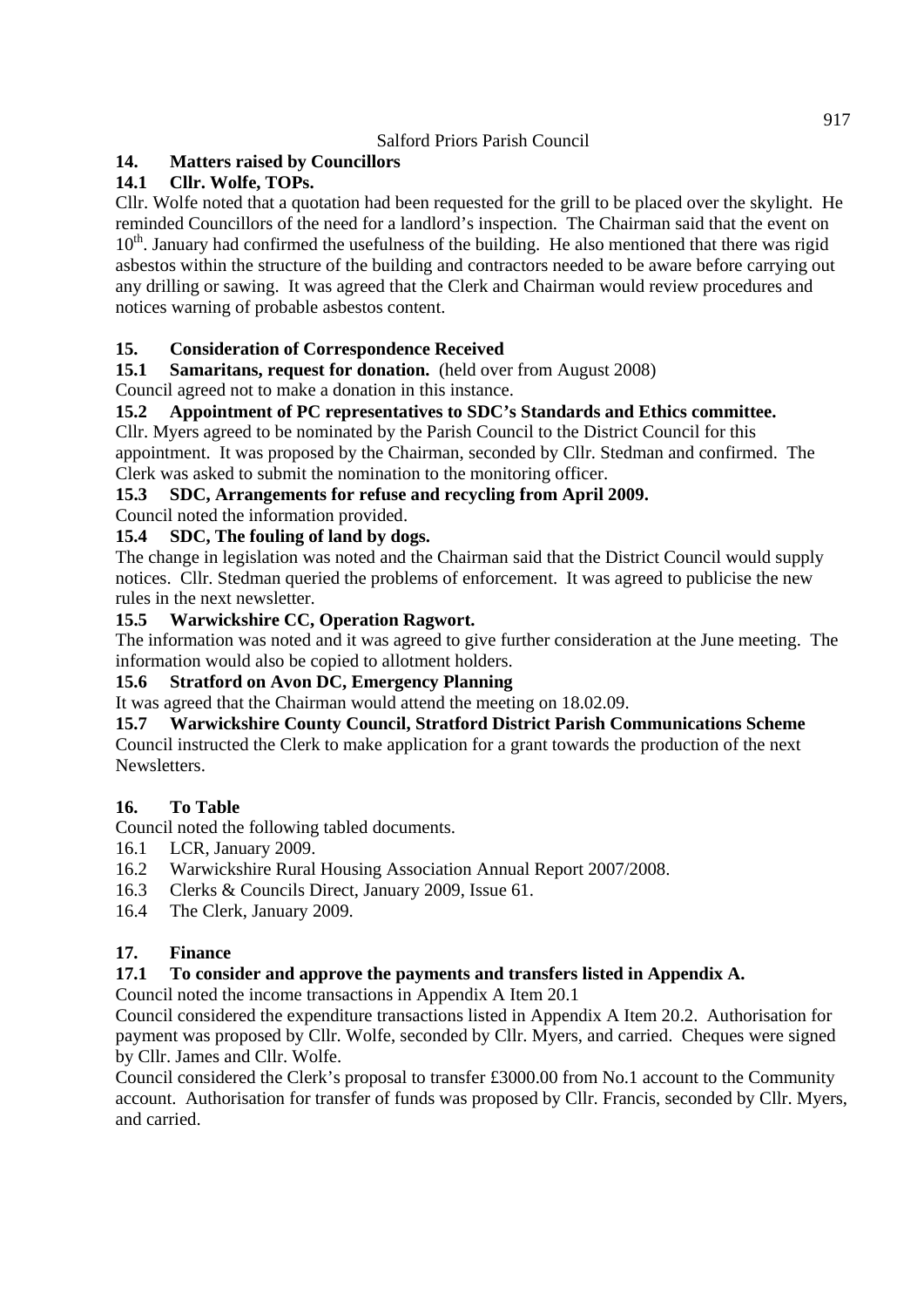Salford Priors Parish Council

**14. Matters raised by Councillors**

**14.1 Cllr. Wolfe, TOPs.**

Cllr. Wolfe noted that a quotation had been requested for the grill to be placed over the skylight. He reminded Councillors of the need for a landlord's inspection. The Chairman said that the event on 10th. January had confirmed the usefulness of the building. He also mentioned that there was rigid asbestos within the structure of the building and contractors needed to be aware before carrying out any drilling or sawing. It was agreed that the Clerk and Chairman would review procedures and notices warning of probable asbestos content.

**15. Consideration of Correspondence Received**

**15.1 Samaritans, request for donation.** (held over from August 2008)

Council agreed not to make a donation in this instance.

**15.2 Appointment of PC representatives to SDC's Standards and Ethics committee.**

Cllr. Myers agreed to be nominated by the Parish Council to the District Council for this appointment. It was proposed by the Chairman, seconded by Cllr. Stedman and confirmed. The Clerk was asked to submit the nomination to the monitoring officer.

**15.3 SDC, Arrangements for refuse and recycling from April 2009.**

Council noted the information provided.

**15.4 SDC, The fouling of land by dogs.**

The change in legislation was noted and the Chairman said that the District Council would supply notices. Cllr. Stedman queried the problems of enforcement. It was agreed to publicise the new rules in the next newsletter.

**15.5 Warwickshire CC, Operation Ragwort.**

The information was noted and it was agreed to give further consideration at the June meeting. The information would also be copied to allotment holders.

**15.6 Stratford on Avon DC, Emergency Planning**

It was agreed that the Chairman would attend the meeting on 18.02.09.

**15.7 Warwickshire County Council, Stratford District Parish Communications Scheme**

Council instructed the Clerk to make application for a grant towards the production of the next Newsletters.

**16. To Table**

Council noted the following tabled documents.

16.1 LCR, January 2009.

16.2 Warwickshire Rural Housing Association Annual Report 2007/2008.

16.3 Clerks & Councils Direct, January 2009, Issue 61.

16.4 The Clerk, January 2009.

**17. Finance**

**17.1 To consider and approve the payments and transfers listed in Appendix A.**

Council noted the income transactions in Appendix A Item 20.1

Council considered the expenditure transactions listed in Appendix A Item 20.2. Authorisation for payment was proposed by Cllr. Wolfe, seconded by Cllr. Myers, and carried. Cheques were signed by Cllr. James and Cllr. Wolfe.

Council considered the Clerk's proposal to transfer £3000.00 from No.1 account to the Community account. Authorisation for transfer of funds was proposed by Cllr. Francis, seconded by Cllr. Myers, and carried.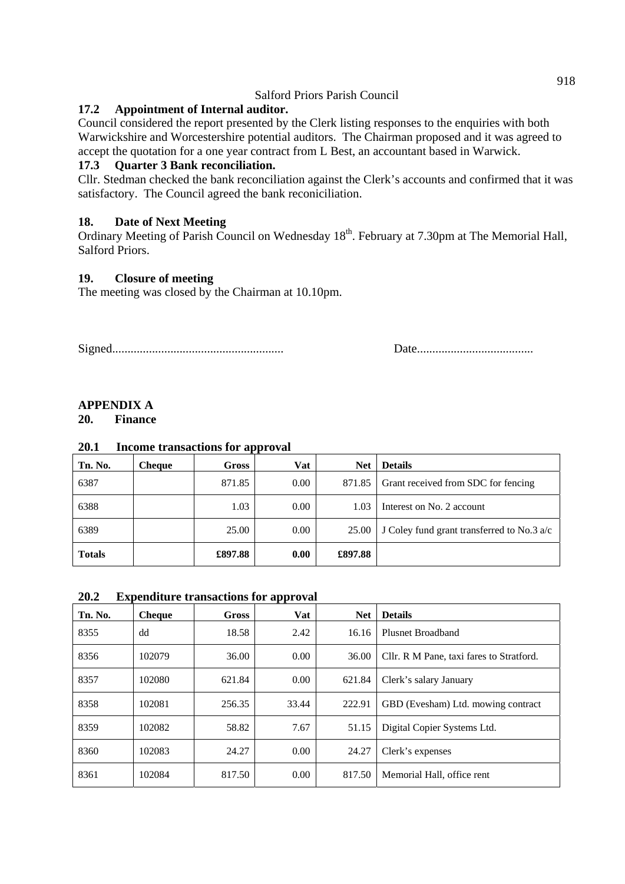Salford Priors Parish Council

### 17.2 Appointment of Internal auditor.

Council considered the report presented by the Clerk listing responses to the enquiries with both Warwickshire and Worcestershire potential auditors. The Chairman proposed and it was agreed to accept the quotation for a one year contract from L Best, an accountant based in Warwick.

### 17.3 Quarter 3 Bank reconciliation.

Cllr. Stedman checked the bank reconciliation against the Clerk's accounts and confirmed that it was satisfactory. The Council agreed the bank reconiciliation.

### 18. Date of Next Meeting

Ordinary Meeting of Parish Council on Wednesday 18th. February at 7.30pm at The Memorial Hall, Salford Priors.

### 19. Closure of meeting

The meeting was closed by the Chairman at 10.10pm.

Signed........................................................ Date......................................

## APPENDIX A

### 20. Finance

#### 20.1 Income transactions for approval

| Tn. No. | Cheque | Gross | Vat | Net | Details |
|---|---|---|---|---|---|
| 6387 | | 871.85 | 0.00 | 871.85 | Grant received from SDC for fencing |
| 6388 | | 1.03 | 0.00 | 1.03 | Interest on No. 2 account |
| 6389 | | 25.00 | 0.00 | 25.00 | J Coley fund grant transferred to No.3 a/c |
| **Totals** | | **£897.88** | **0.00** | **£897.88** | |

#### 20.2 Expenditure transactions for approval

| Tn. No. | Cheque | Gross | Vat | Net | Details |
|---|---|---|---|---|---|
| 8355 | dd | 18.58 | 2.42 | 16.16 | Plusnet Broadband |
| 8356 | 102079 | 36.00 | 0.00 | 36.00 | Cllr. R M Pane, taxi fares to Stratford. |
| 8357 | 102080 | 621.84 | 0.00 | 621.84 | Clerk's salary January |
| 8358 | 102081 | 256.35 | 33.44 | 222.91 | GBD (Evesham) Ltd. mowing contract |
| 8359 | 102082 | 58.82 | 7.67 | 51.15 | Digital Copier Systems Ltd. |
| 8360 | 102083 | 24.27 | 0.00 | 24.27 | Clerk's expenses |
| 8361 | 102084 | 817.50 | 0.00 | 817.50 | Memorial Hall, office rent |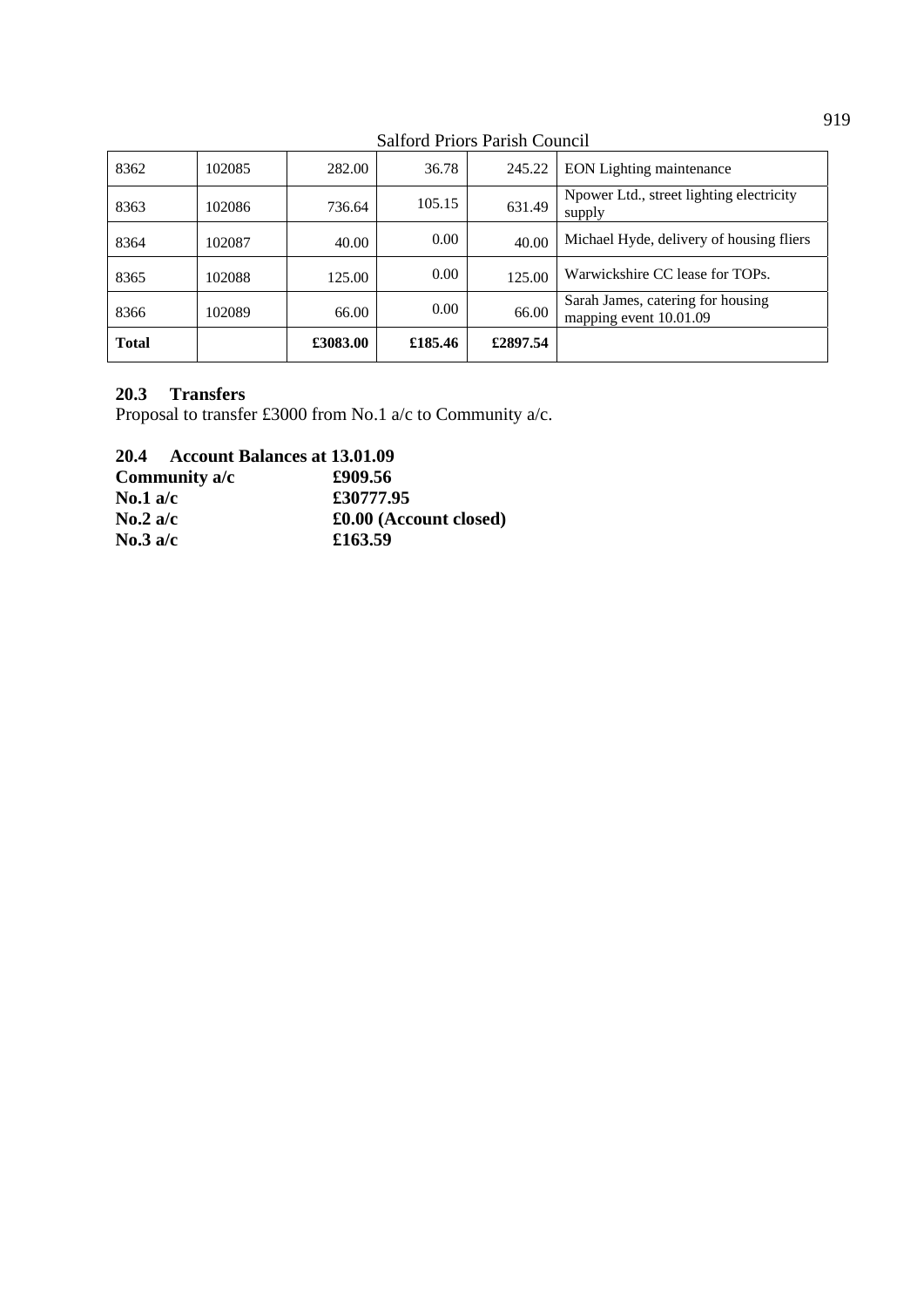| | | | | | |
|---|---|---|---|---|---|
| 8362 | 102085 | 282.00 | 36.78 | 245.22 | EON Lighting maintenance |
| 8363 | 102086 | 736.64 | 105.15 | 631.49 | Npower Ltd., street lighting electricity supply |
| 8364 | 102087 | 40.00 | 0.00 | 40.00 | Michael Hyde, delivery of housing fliers |
| 8365 | 102088 | 125.00 | 0.00 | 125.00 | Warwickshire CC lease for TOPs. |
| 8366 | 102089 | 66.00 | 0.00 | 66.00 | Sarah James, catering for housing mapping event 10.01.09 |
| **Total** | | **£3083.00** | **£185.46** | **£2897.54** | |

### 20.3 Transfers

Proposal to transfer £3000 from No.1 a/c to Community a/c.

### 20.4 Account Balances at 13.01.09

**Community a/c** **£909.56**
**No.1 a/c** **£30777.95**
**No.2 a/c** **£0.00 (Account closed)**
**No.3 a/c** **£163.59**